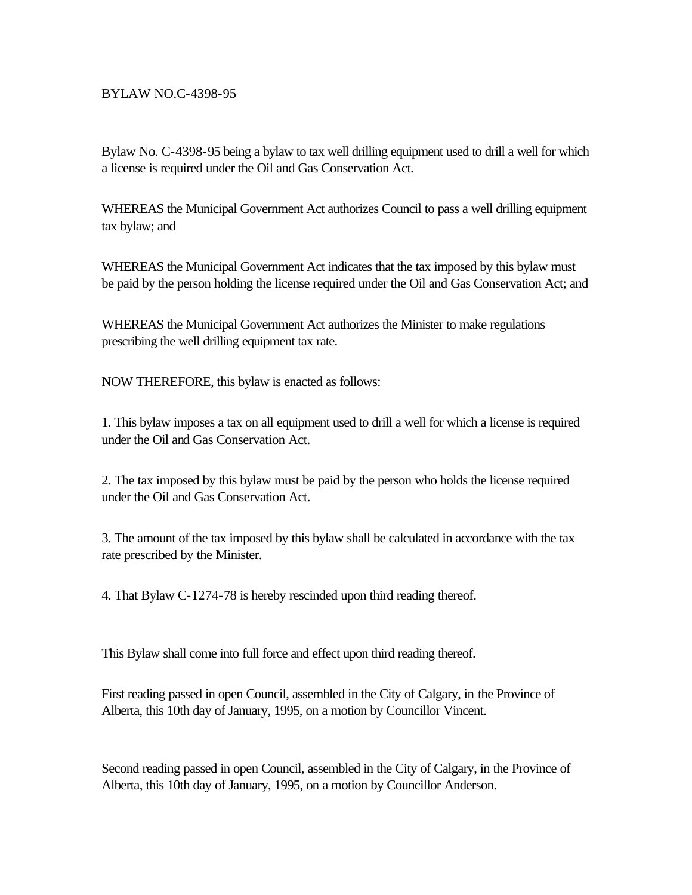# BYLAW NO.C-4398-95

Bylaw No. C-4398-95 being a bylaw to tax well drilling equipment used to drill a well for which a license is required under the Oil and Gas Conservation Act.

WHEREAS the Municipal Government Act authorizes Council to pass a well drilling equipment tax bylaw; and

WHEREAS the Municipal Government Act indicates that the tax imposed by this bylaw must be paid by the person holding the license required under the Oil and Gas Conservation Act; and

WHEREAS the Municipal Government Act authorizes the Minister to make regulations prescribing the well drilling equipment tax rate.

NOW THEREFORE, this bylaw is enacted as follows:

1. This bylaw imposes a tax on all equipment used to drill a well for which a license is required under the Oil and Gas Conservation Act.

2. The tax imposed by this bylaw must be paid by the person who holds the license required under the Oil and Gas Conservation Act.

3. The amount of the tax imposed by this bylaw shall be calculated in accordance with the tax rate prescribed by the Minister.

4. That Bylaw C-1274-78 is hereby rescinded upon third reading thereof.

This Bylaw shall come into full force and effect upon third reading thereof.

First reading passed in open Council, assembled in the City of Calgary, in the Province of Alberta, this 10th day of January, 1995, on a motion by Councillor Vincent.

Second reading passed in open Council, assembled in the City of Calgary, in the Province of Alberta, this 10th day of January, 1995, on a motion by Councillor Anderson.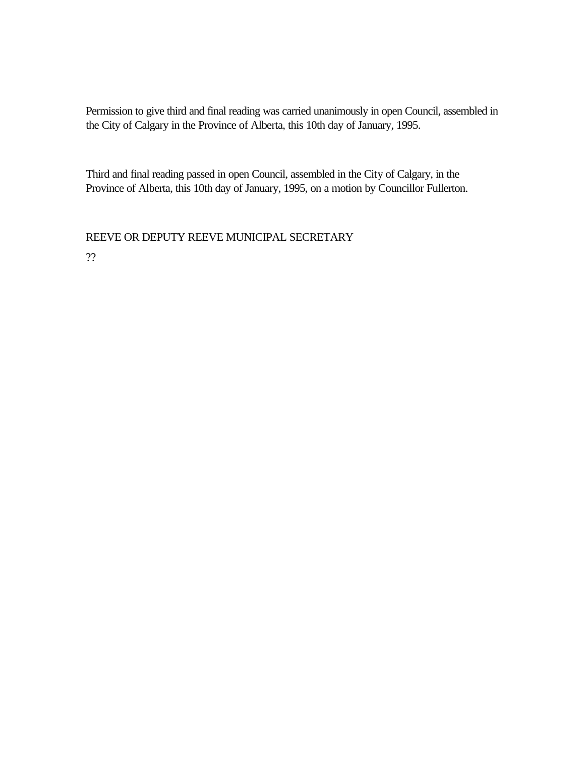Permission to give third and final reading was carried unanimously in open Council, assembled in the City of Calgary in the Province of Alberta, this 10th day of January, 1995.

Third and final reading passed in open Council, assembled in the City of Calgary, in the Province of Alberta, this 10th day of January, 1995, on a motion by Councillor Fullerton.

REEVE OR DEPUTY REEVE MUNICIPAL SECRETARY

??